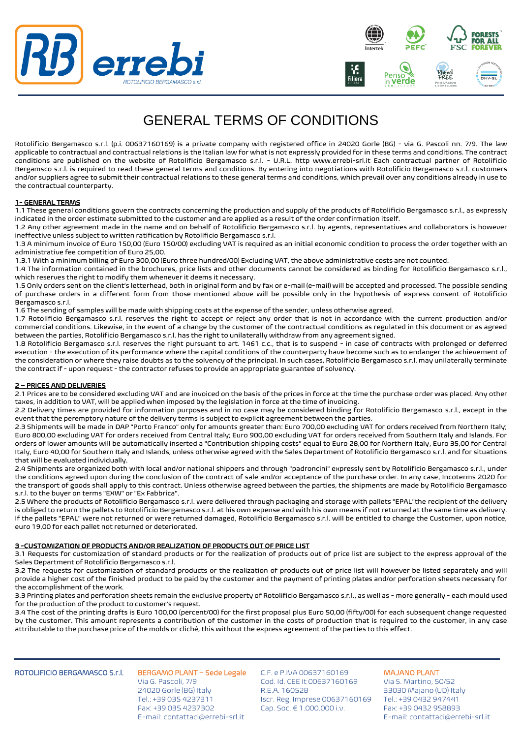# GENERAL TERMS OF CONDITIONS

Rotolificio Bergamasco s.r.l. (p.i. 00637160169) is a private company with registered office in 24020 Gorle (BG) - via G. Pascoli nn. 7/9. The law applicable to contractual and contractual relations is the Italian law for what is not expressly provided for in these terms and conditions. The contract conditions are published on the website of Rotolificio Bergamasco s.r.l. - U.R.L. http www.errebi-srl.it Each contractual partner of Rotolificio Bergamasco s.r.l. is required to read these general terms and conditions. By entering into negotiations with Rotolificio Bergamasco s.r.l. customers and/or suppliers agree to submit their contractual relations to these general terms and conditions, which prevail over any conditions already in use to the contractual counterparty.

## 1- GENERAL TERMS

1.1 These general conditions govern the contracts concerning the production and supply of the products of Rotolificio Bergamasco s.r.l., as expressly indicated in the order estimate submitted to the customer and are applied as a result of the order confirmation itself.

1.2 Any other agreement made in the name and on behalf of Rotolificio Bergamasco s.r.l. by agents, representatives and collaborators is however ineffective unless subject to written ratification by Rotolificio Bergamasco s.r.l.

1.3 A minimum invoice of Euro 150,00 (Euro 150/00) excluding VAT is required as an initial economic condition to process the order together with an administrative fee competition of Euro 25,00.

1.3.1 With a minimum billing of Euro 300,00 (Euro three hundred/00) Excluding VAT, the above administrative costs are not counted.

1.4 The information contained in the brochures, price lists and other documents cannot be considered as binding for Rotolificio Bergamasco s.r.l., which reserves the right to modify them whenever it deems it necessary.

1.5 Only orders sent on the client's letterhead, both in original form and by fax or e-mail (e-mail) will be accepted and processed. The possible sending of purchase orders in a different form from those mentioned above will be possible only in the hypothesis of express consent of Rotolificio Bergamasco s.r.l.

1.6 The sending of samples will be made with shipping costs at the expense of the sender, unless otherwise agreed.

1.7 Rotolificio Bergamasco s.r.l. reserves the right to accept or reject any order that is not in accordance with the current production and/or commercial conditions. Likewise, in the event of a change by the customer of the contractual conditions as regulated in this document or as agreed between the parties, Rotolificio Bergamasco s.r.l. has the right to unilaterally withdraw from any agreement signed.

1.8 Rotolificio Bergamasco s.r.l. reserves the right pursuant to art. 1461 c.c., that is to suspend - in case of contracts with prolonged or deferred execution - the execution of its performance where the capital conditions of the counterparty have become such as to endanger the achievement of the consideration or where they raise doubts as to the solvency of the principal. In such cases, Rotolificio Bergamasco s.r.l. may unilaterally terminate the contract if - upon request - the contractor refuses to provide an appropriate guarantee of solvency.

## 2 – PRICES AND DELIVERIES

2.1 Prices are to be considered excluding VAT and are invoiced on the basis of the prices in force at the time the purchase order was placed. Any other taxes, in addition to VAT, will be applied when imposed by the legislation in force at the time of invoicing.

2.2 Delivery times are provided for information purposes and in no case may be considered binding for Rotolificio Bergamasco s.r.l., except in the event that the peremptory nature of the delivery terms is subject to explicit agreement between the parties.

2.3 Shipments will be made in DAP "Porto Franco" only for amounts greater than: Euro 700,00 excluding VAT for orders received from Northern Italy; Euro 800,00 excluding VAT for orders received from Central Italy; Euro 900,00 excluding VAT for orders received from Southern Italy and Islands. For orders of lower amounts will be automatically inserted a "Contribution shipping costs" equal to Euro 28,00 for Northern Italy, Euro 35,00 for Central Italy, Euro 40,00 for Southern Italy and Islands, unless otherwise agreed with the Sales Department of Rotolificio Bergamasco s.r.l. and for situations that will be evaluated individually.

2.4 Shipments are organized both with local and/or national shippers and through "padroncini" expressly sent by Rotolificio Bergamasco s.r.l., under the conditions agreed upon during the conclusion of the contract of sale and/or acceptance of the purchase order. In any case, Incoterms 2020 for the transport of goods shall apply to this contract. Unless otherwise agreed between the parties, the shipments are made by Rotolificio Bergamasco s.r.l. to the buyer on terms "EXW" or "Ex Fabbrica".

2.5 Where the products of Rotolificio Bergamasco s.r.l. were delivered through packaging and storage with pallets "EPAL"the recipient of the delivery is obliged to return the pallets to Rotolificio Bergamasco s.r.l. at his own expense and with his own means if not returned at the same time as delivery. If the pallets "EPAL" were not returned or were returned damaged, Rotolificio Bergamasco s.r.l. will be entitled to charge the Customer, upon notice, euro 19,00 for each pallet not returned or deteriorated.

## 3 -CUSTOMIZATION OF PRODUCTS AND/OR REALIZATION OF PRODUCTS OUT OF PRICE LIST

3.1 Requests for customization of standard products or for the realization of products out of price list are subject to the express approval of the Sales Department of Rotolificio Bergamasco s.r.l.

3.2 The requests for customization of standard products or the realization of products out of price list will however be listed separately and will provide a higher cost of the finished product to be paid by the customer and the payment of printing plates and/or perforation sheets necessary for the accomplishment of the work.

3.3 Printing plates and perforation sheets remain the exclusive property of Rotolificio Bergamasco s.r.l., as well as - more generally - each mould used for the production of the product to customer's request.

3.4 The cost of the printing drafts is Euro 100,00 (percent/00) for the first proposal plus Euro 50,00 (fifty/00) for each subsequent change requested by the customer. This amount represents a contribution of the customer in the costs of production that is required to the customer, in any case attributable to the purchase price of the molds or cliché, this without the express agreement of the parties to this effect.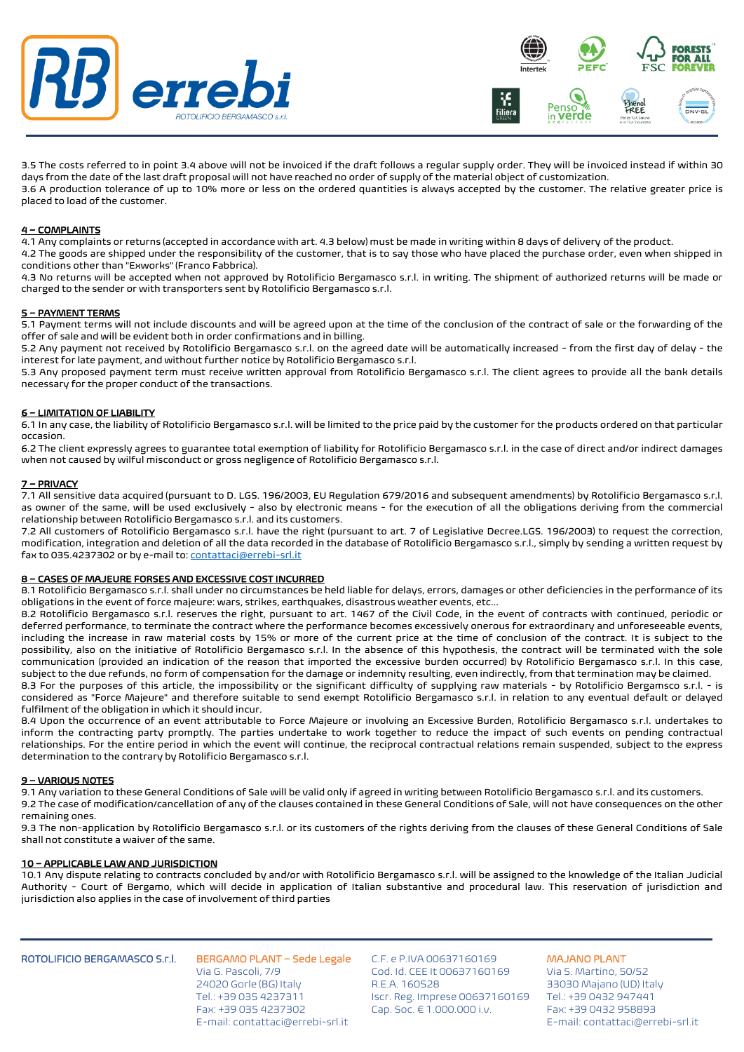3.5 The costs referred to in point 3.4 above will not be invoiced if the draft follows a regular supply order. They will be invoiced instead if within 30 days from the date of the last draft proposal will not have reached no order of supply of the material object of customization.
3.6 A production tolerance of up to 10% more or less on the ordered quantities is always accepted by the customer. The relative greater price is placed to load of the customer.

## 4 – COMPLAINTS

4.1 Any complaints or returns (accepted in accordance with art. 4.3 below) must be made in writing within 8 days of delivery of the product.
4.2 The goods are shipped under the responsibility of the customer, that is to say those who have placed the purchase order, even when shipped in conditions other than "Exworks" (Franco Fabbrica).
4.3 No returns will be accepted when not approved by Rotolificio Bergamasco s.r.l. in writing. The shipment of authorized returns will be made or charged to the sender or with transporters sent by Rotolificio Bergamasco s.r.l.

## 5 – PAYMENT TERMS

5.1 Payment terms will not include discounts and will be agreed upon at the time of the conclusion of the contract of sale or the forwarding of the offer of sale and will be evident both in order confirmations and in billing.
5.2 Any payment not received by Rotolificio Bergamasco s.r.l. on the agreed date will be automatically increased - from the first day of delay - the interest for late payment, and without further notice by Rotolificio Bergamasco s.r.l.
5.3 Any proposed payment term must receive written approval from Rotolificio Bergamasco s.r.l. The client agrees to provide all the bank details necessary for the proper conduct of the transactions.

## 6 – LIMITATION OF LIABILITY

6.1 In any case, the liability of Rotolificio Bergamasco s.r.l. will be limited to the price paid by the customer for the products ordered on that particular occasion.
6.2 The client expressly agrees to guarantee total exemption of liability for Rotolificio Bergamasco s.r.l. in the case of direct and/or indirect damages when not caused by wilful misconduct or gross negligence of Rotolificio Bergamasco s.r.l.

## 7 – PRIVACY

7.1 All sensitive data acquired (pursuant to D. LGS. 196/2003, EU Regulation 679/2016 and subsequent amendments) by Rotolificio Bergamasco s.r.l. as owner of the same, will be used exclusively - also by electronic means - for the execution of all the obligations deriving from the commercial relationship between Rotolificio Bergamasco s.r.l. and its customers.
7.2 All customers of Rotolificio Bergamasco s.r.l. have the right (pursuant to art. 7 of Legislative Decree.LGS. 196/2003) to request the correction, modification, integration and deletion of all the data recorded in the database of Rotolificio Bergamasco s.r.l., simply by sending a written request by fax to 035.4237302 or by e-mail to: contattaci@errebi-srl.it

## 8 – CASES OF MAJEURE FORSES AND EXCESSIVE COST INCURRED

8.1 Rotolificio Bergamasco s.r.l. shall under no circumstances be held liable for delays, errors, damages or other deficiencies in the performance of its obligations in the event of force majeure: wars, strikes, earthquakes, disastrous weather events, etc...
8.2 Rotolificio Bergamasco s.r.l. reserves the right, pursuant to art. 1467 of the Civil Code, in the event of contracts with continued, periodic or deferred performance, to terminate the contract where the performance becomes excessively onerous for extraordinary and unforeseeable events, including the increase in raw material costs by 15% or more of the current price at the time of conclusion of the contract. It is subject to the possibility, also on the initiative of Rotolificio Bergamasco s.r.l. In the absence of this hypothesis, the contract will be terminated with the sole communication (provided an indication of the reason that imported the excessive burden occurred) by Rotolificio Bergamasco s.r.l. In this case, subject to the due refunds, no form of compensation for the damage or indemnity resulting, even indirectly, from that termination may be claimed.
8.3 For the purposes of this article, the impossibility or the significant difficulty of supplying raw materials - by Rotolificio Bergamsco s.r.l. - is considered as "Force Majeure" and therefore suitable to send exempt Rotolificio Bergamasco s.r.l. in relation to any eventual default or delayed fulfilment of the obligation in which it should incur.
8.4 Upon the occurrence of an event attributable to Force Majeure or involving an Excessive Burden, Rotolificio Bergamasco s.r.l. undertakes to inform the contracting party promptly. The parties undertake to work together to reduce the impact of such events on pending contractual relationships. For the entire period in which the event will continue, the reciprocal contractual relations remain suspended, subject to the express determination to the contrary by Rotolificio Bergamasco s.r.l.

## 9 – VARIOUS NOTES

9.1 Any variation to these General Conditions of Sale will be valid only if agreed in writing between Rotolificio Bergamasco s.r.l. and its customers.
9.2 The case of modification/cancellation of any of the clauses contained in these General Conditions of Sale, will not have consequences on the other remaining ones.
9.3 The non-application by Rotolificio Bergamasco s.r.l. or its customers of the rights deriving from the clauses of these General Conditions of Sale shall not constitute a waiver of the same.

## 10 – APPLICABLE LAW AND JURISDICTION

10.1 Any dispute relating to contracts concluded by and/or with Rotolificio Bergamasco s.r.l. will be assigned to the knowledge of the Italian Judicial Authority - Court of Bergamo, which will decide in application of Italian substantive and procedural law. This reservation of jurisdiction and jurisdiction also applies in the case of involvement of third parties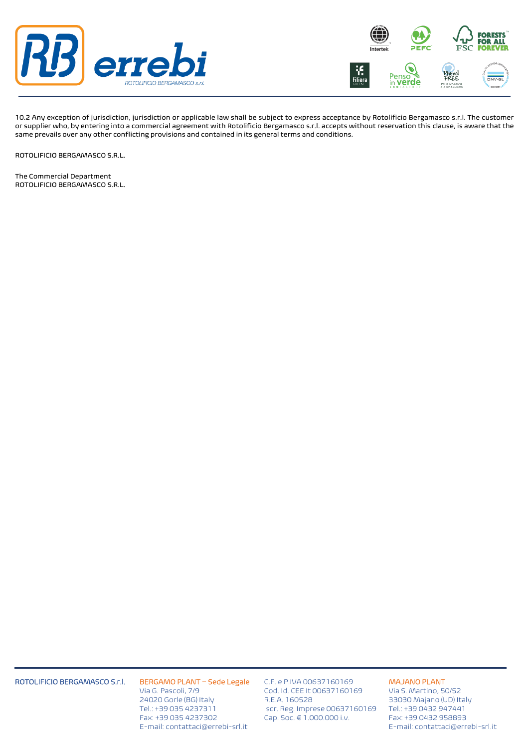10.2 Any exception of jurisdiction, jurisdiction or applicable law shall be subject to express acceptance by Rotolificio Bergamasco s.r.l. The customer or supplier who, by entering into a commercial agreement with Rotolificio Bergamasco s.r.l. accepts without reservation this clause, is aware that the same prevails over any other conflicting provisions and contained in its general terms and conditions.

ROTOLIFICIO BERGAMASCO S.R.L.

The Commercial Department
ROTOLIFICIO BERGAMASCO S.R.L.